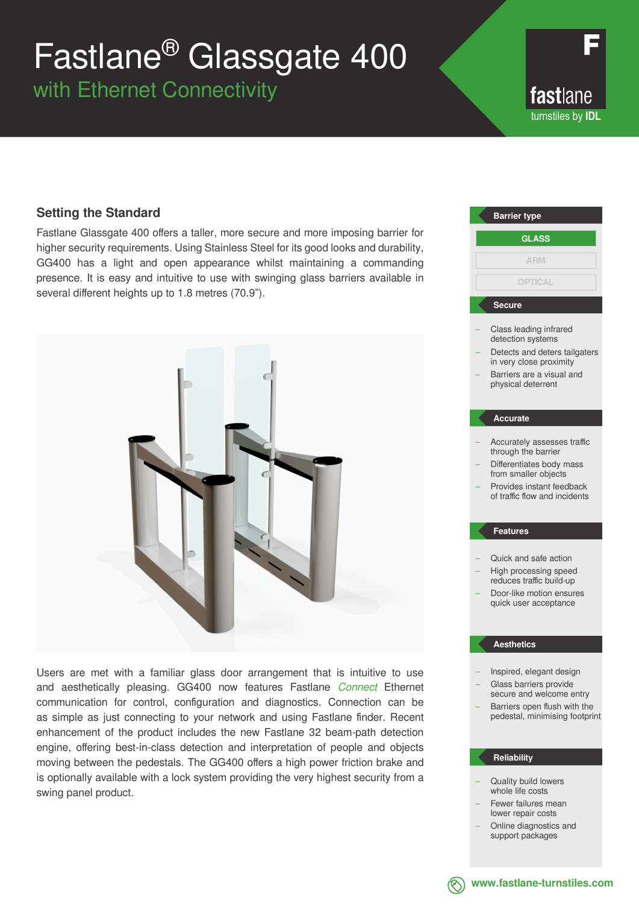# Fastlane® Glassgate 400

## with Ethernet Connectivity

fastlane
turnstiles by IDL

## Setting the Standard

Fastlane Glassgate 400 offers a taller, more secure and more imposing barrier for higher security requirements. Using Stainless Steel for its good looks and durability, GG400 has a light and open appearance whilst maintaining a commanding presence. It is easy and intuitive to use with swinging glass barriers available in several different heights up to 1.8 metres (70.9”).

Users are met with a familiar glass door arrangement that is intuitive to use and aesthetically pleasing. GG400 now features Fastlane *Connect* Ethernet communication for control, configuration and diagnostics. Connection can be as simple as just connecting to your network and using Fastlane finder. Recent enhancement of the product includes the new Fastlane 32 beam-path detection engine, offering best-in-class detection and interpretation of people and objects moving between the pedestals. The GG400 offers a high power friction brake and is optionally available with a lock system providing the very highest security from a swing panel product.

### Barrier type

- **GLASS**
- ARM
- OPTICAL

### Secure

- Class leading infrared detection systems
- Detects and deters tailgaters in very close proximity
- Barriers are a visual and physical deterrent

### Accurate

- Accurately assesses traffic through the barrier
- Differentiates body mass from smaller objects
- Provides instant feedback of traffic flow and incidents

### Features

- Quick and safe action
- High processing speed reduces traffic build-up
- Door-like motion ensures quick user acceptance

### Aesthetics

- Inspired, elegant design
- Glass barriers provide secure and welcome entry
- Barriers open flush with the pedestal, minimising footprint

### Reliability

- Quality build lowers whole life costs
- Fewer failures mean lower repair costs
- Online diagnostics and support packages

www.fastlane-turnstiles.com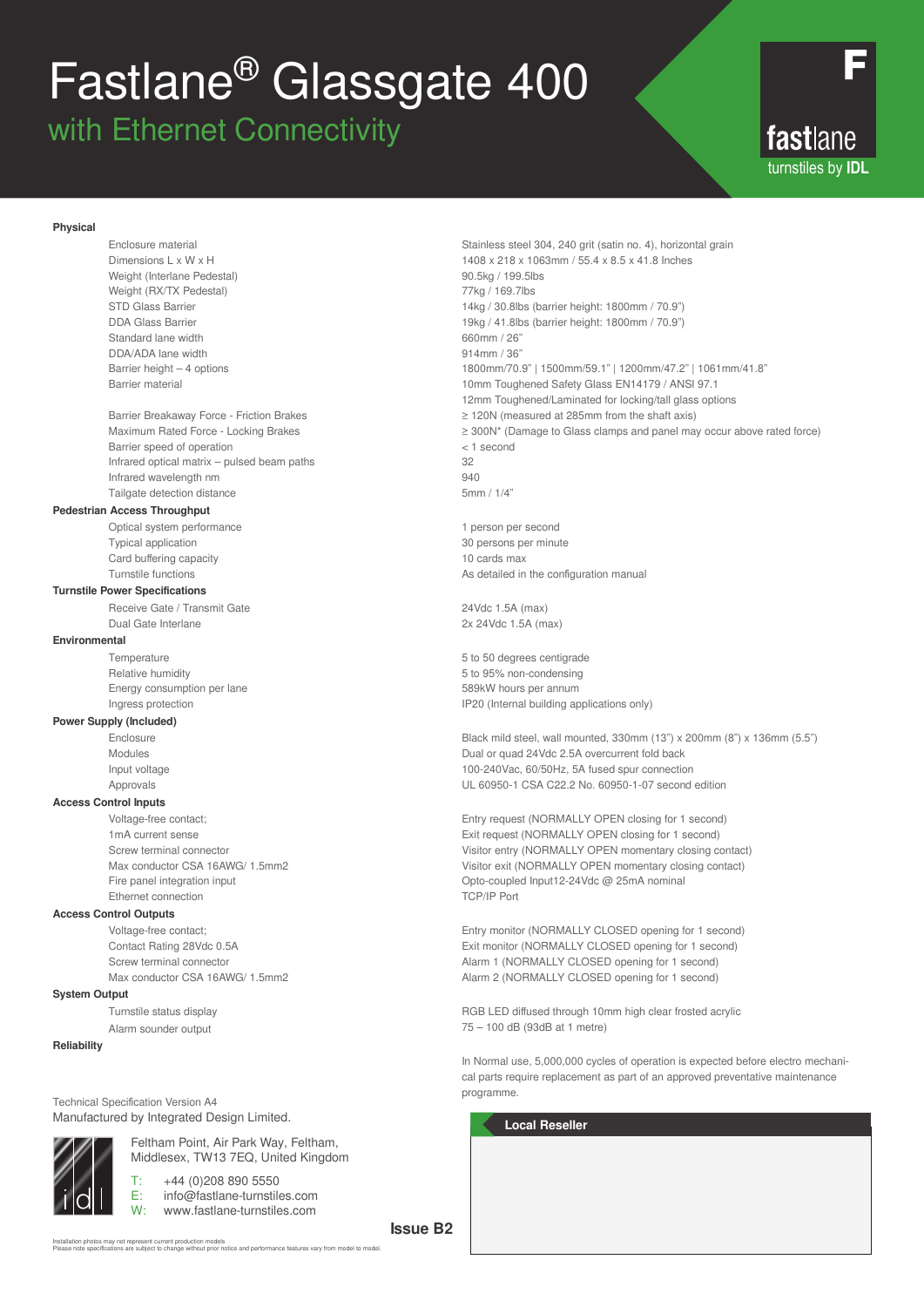# Fastlane® Glassgate 400

## with Ethernet Connectivity

F

fastlane
turnstiles by IDL

| | |
|---|---|
| **Physical** | |
| Enclosure material | Stainless steel 304, 240 grit (satin no. 4), horizontal grain |
| Dimensions L x W x H | 1408 x 218 x 1063mm / 55.4 x 8.5 x 41.8 Inches |
| Weight (Interlane Pedestal) | 90.5kg / 199.5lbs |
| Weight (RX/TX Pedestal) | 77kg / 169.7lbs |
| STD Glass Barrier | 14kg / 30.8lbs (barrier height: 1800mm / 70.9") |
| DDA Glass Barrier | 19kg / 41.8lbs (barrier height: 1800mm / 70.9") |
| Standard lane width | 660mm / 26" |
| DDA/ADA lane width | 914mm / 36" |
| Barrier height – 4 options | 1800mm/70.9" \| 1500mm/59.1" \| 1200mm/47.2" \| 1061mm/41.8" |
| Barrier material | 10mm Toughened Safety Glass EN14179 / ANSI 97.1<br>12mm Toughened/Laminated for locking/tall glass options |
| Barrier Breakaway Force - Friction Brakes | ≥ 120N (measured at 285mm from the shaft axis) |
| Maximum Rated Force - Locking Brakes | ≥ 300N* (Damage to Glass clamps and panel may occur above rated force) |
| Barrier speed of operation | < 1 second |
| Infrared optical matrix – pulsed beam paths | 32 |
| Infrared wavelength nm | 940 |
| Tailgate detection distance | 5mm / 1/4" |
| **Pedestrian Access Throughput** | |
| Optical system performance | 1 person per second |
| Typical application | 30 persons per minute |
| Card buffering capacity | 10 cards max |
| Turnstile functions | As detailed in the configuration manual |
| **Turnstile Power Specifications** | |
| Receive Gate / Transmit Gate | 24Vdc 1.5A (max) |
| Dual Gate Interlane | 2x 24Vdc 1.5A (max) |
| **Environmental** | |
| Temperature | 5 to 50 degrees centigrade |
| Relative humidity | 5 to 95% non-condensing |
| Energy consumption per lane | 589kW hours per annum |
| Ingress protection | IP20 (Internal building applications only) |
| **Power Supply (Included)** | |
| Enclosure | Black mild steel, wall mounted, 330mm (13") x 200mm (8") x 136mm (5.5") |
| Modules | Dual or quad 24Vdc 2.5A overcurrent fold back |
| Input voltage | 100-240Vac, 60/50Hz, 5A fused spur connection |
| Approvals | UL 60950-1 CSA C22.2 No. 60950-1-07 second edition |
| **Access Control Inputs** | |
| Voltage-free contact; | Entry request (NORMALLY OPEN closing for 1 second) |
| 1mA current sense | Exit request (NORMALLY OPEN closing for 1 second) |
| Screw terminal connector | Visitor entry (NORMALLY OPEN momentary closing contact) |
| Max conductor CSA 16AWG/ 1.5mm2 | Visitor exit (NORMALLY OPEN momentary closing contact) |
| Fire panel integration input | Opto-coupled Input12-24Vdc @ 25mA nominal |
| Ethernet connection | TCP/IP Port |
| **Access Control Outputs** | |
| Voltage-free contact; | Entry monitor (NORMALLY CLOSED opening for 1 second) |
| Contact Rating 28Vdc 0.5A | Exit monitor (NORMALLY CLOSED opening for 1 second) |
| Screw terminal connector | Alarm 1 (NORMALLY CLOSED opening for 1 second) |
| Max conductor CSA 16AWG/ 1.5mm2 | Alarm 2 (NORMALLY CLOSED opening for 1 second) |
| **System Output** | |
| Turnstile status display | RGB LED diffused through 10mm high clear frosted acrylic |
| Alarm sounder output | 75 – 100 dB (93dB at 1 metre) |
| **Reliability** | In Normal use, 5,000,000 cycles of operation is expected before electro mechanical parts require replacement as part of an approved preventative maintenance programme. |

Technical Specification Version A4
Manufactured by Integrated Design Limited.

Feltham Point, Air Park Way, Feltham,
Middlesex, TW13 7EQ, United Kingdom

T: +44 (0)208 890 5550
E: info@fastlane-turnstiles.com
W: www.fastlane-turnstiles.com

**Issue B2**

**Local Reseller**

Installation photos may not represent current production models
Please note specifications are subject to change without prior notice and performance features vary from model to model.